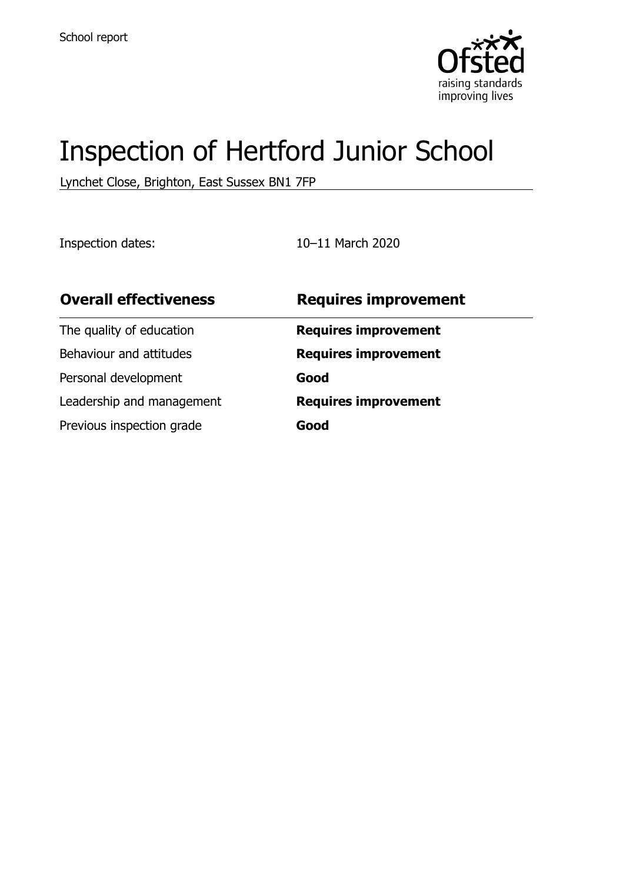School report

# Inspection of Hertford Junior School

Lynchet Close, Brighton, East Sussex BN1 7FP

Inspection dates: 10–11 March 2020

| **Overall effectiveness** | **Requires improvement** |
| --- | --- |
| The quality of education | **Requires improvement** |
| Behaviour and attitudes | **Requires improvement** |
| Personal development | **Good** |
| Leadership and management | **Requires improvement** |
| Previous inspection grade | **Good** |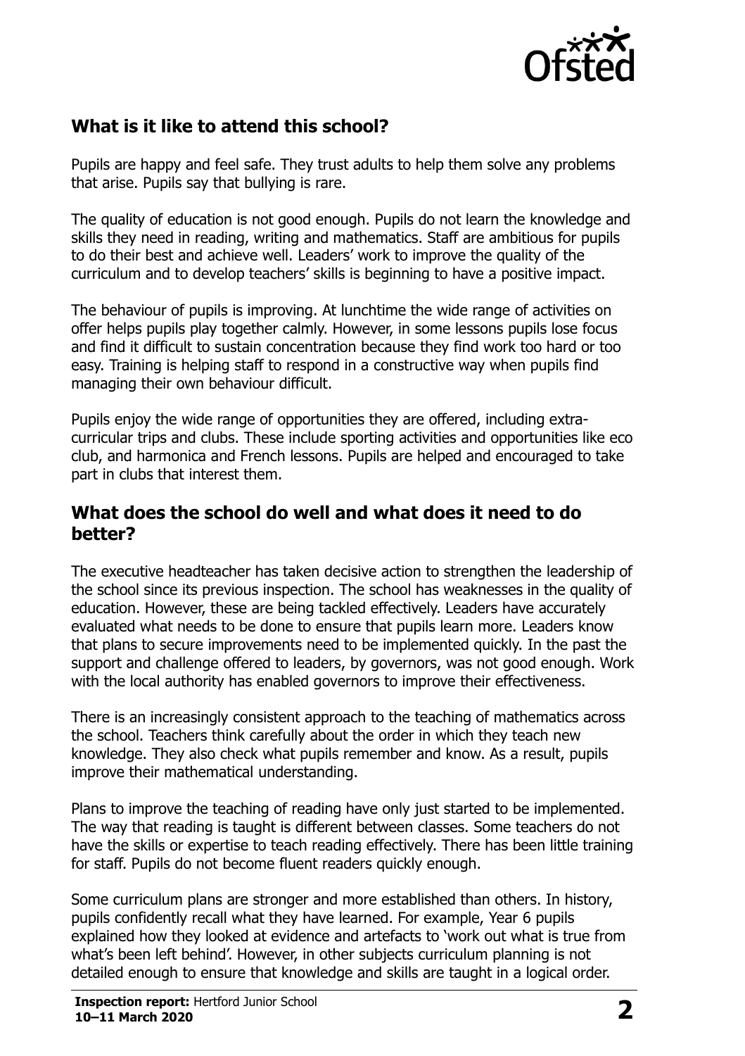## What is it like to attend this school?

Pupils are happy and feel safe. They trust adults to help them solve any problems that arise. Pupils say that bullying is rare.

The quality of education is not good enough. Pupils do not learn the knowledge and skills they need in reading, writing and mathematics. Staff are ambitious for pupils to do their best and achieve well. Leaders' work to improve the quality of the curriculum and to develop teachers' skills is beginning to have a positive impact.

The behaviour of pupils is improving. At lunchtime the wide range of activities on offer helps pupils play together calmly. However, in some lessons pupils lose focus and find it difficult to sustain concentration because they find work too hard or too easy. Training is helping staff to respond in a constructive way when pupils find managing their own behaviour difficult.

Pupils enjoy the wide range of opportunities they are offered, including extra-curricular trips and clubs. These include sporting activities and opportunities like eco club, and harmonica and French lessons. Pupils are helped and encouraged to take part in clubs that interest them.

## What does the school do well and what does it need to do better?

The executive headteacher has taken decisive action to strengthen the leadership of the school since its previous inspection. The school has weaknesses in the quality of education. However, these are being tackled effectively. Leaders have accurately evaluated what needs to be done to ensure that pupils learn more. Leaders know that plans to secure improvements need to be implemented quickly. In the past the support and challenge offered to leaders, by governors, was not good enough. Work with the local authority has enabled governors to improve their effectiveness.

There is an increasingly consistent approach to the teaching of mathematics across the school. Teachers think carefully about the order in which they teach new knowledge. They also check what pupils remember and know. As a result, pupils improve their mathematical understanding.

Plans to improve the teaching of reading have only just started to be implemented. The way that reading is taught is different between classes. Some teachers do not have the skills or expertise to teach reading effectively. There has been little training for staff. Pupils do not become fluent readers quickly enough.

Some curriculum plans are stronger and more established than others. In history, pupils confidently recall what they have learned. For example, Year 6 pupils explained how they looked at evidence and artefacts to 'work out what is true from what's been left behind'. However, in other subjects curriculum planning is not detailed enough to ensure that knowledge and skills are taught in a logical order.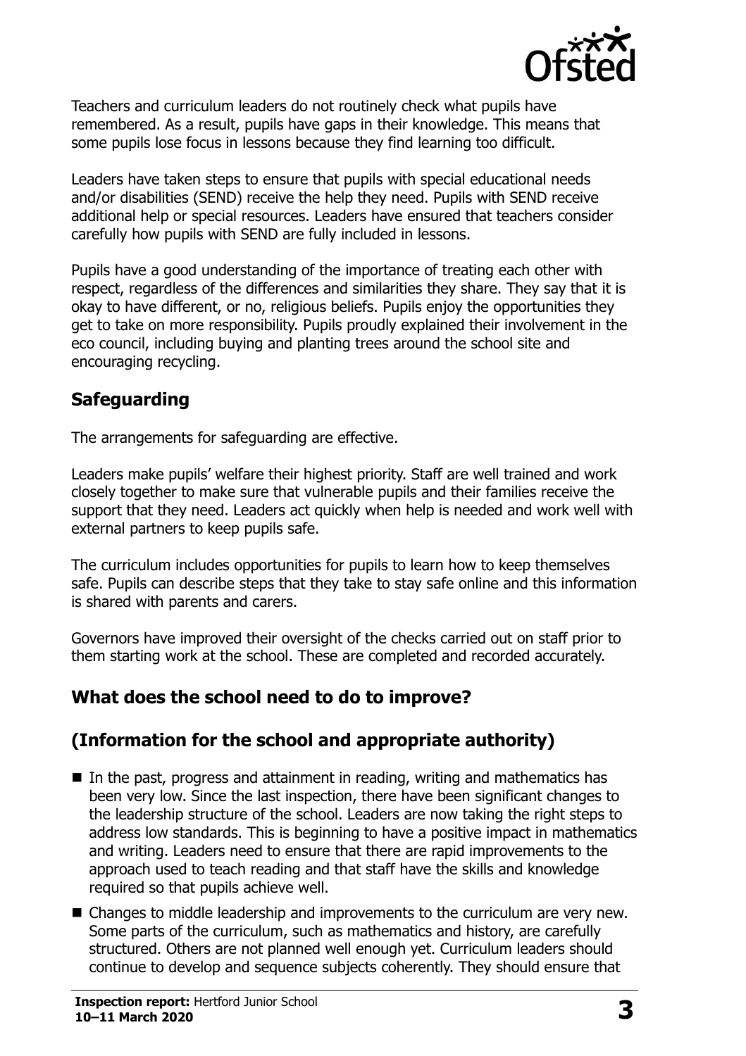Teachers and curriculum leaders do not routinely check what pupils have remembered. As a result, pupils have gaps in their knowledge. This means that some pupils lose focus in lessons because they find learning too difficult.

Leaders have taken steps to ensure that pupils with special educational needs and/or disabilities (SEND) receive the help they need. Pupils with SEND receive additional help or special resources. Leaders have ensured that teachers consider carefully how pupils with SEND are fully included in lessons.

Pupils have a good understanding of the importance of treating each other with respect, regardless of the differences and similarities they share. They say that it is okay to have different, or no, religious beliefs. Pupils enjoy the opportunities they get to take on more responsibility. Pupils proudly explained their involvement in the eco council, including buying and planting trees around the school site and encouraging recycling.

## Safeguarding

The arrangements for safeguarding are effective.

Leaders make pupils' welfare their highest priority. Staff are well trained and work closely together to make sure that vulnerable pupils and their families receive the support that they need. Leaders act quickly when help is needed and work well with external partners to keep pupils safe.

The curriculum includes opportunities for pupils to learn how to keep themselves safe. Pupils can describe steps that they take to stay safe online and this information is shared with parents and carers.

Governors have improved their oversight of the checks carried out on staff prior to them starting work at the school. These are completed and recorded accurately.

## What does the school need to do to improve?

## (Information for the school and appropriate authority)

- In the past, progress and attainment in reading, writing and mathematics has been very low. Since the last inspection, there have been significant changes to the leadership structure of the school. Leaders are now taking the right steps to address low standards. This is beginning to have a positive impact in mathematics and writing. Leaders need to ensure that there are rapid improvements to the approach used to teach reading and that staff have the skills and knowledge required so that pupils achieve well.
- Changes to middle leadership and improvements to the curriculum are very new. Some parts of the curriculum, such as mathematics and history, are carefully structured. Others are not planned well enough yet. Curriculum leaders should continue to develop and sequence subjects coherently. They should ensure that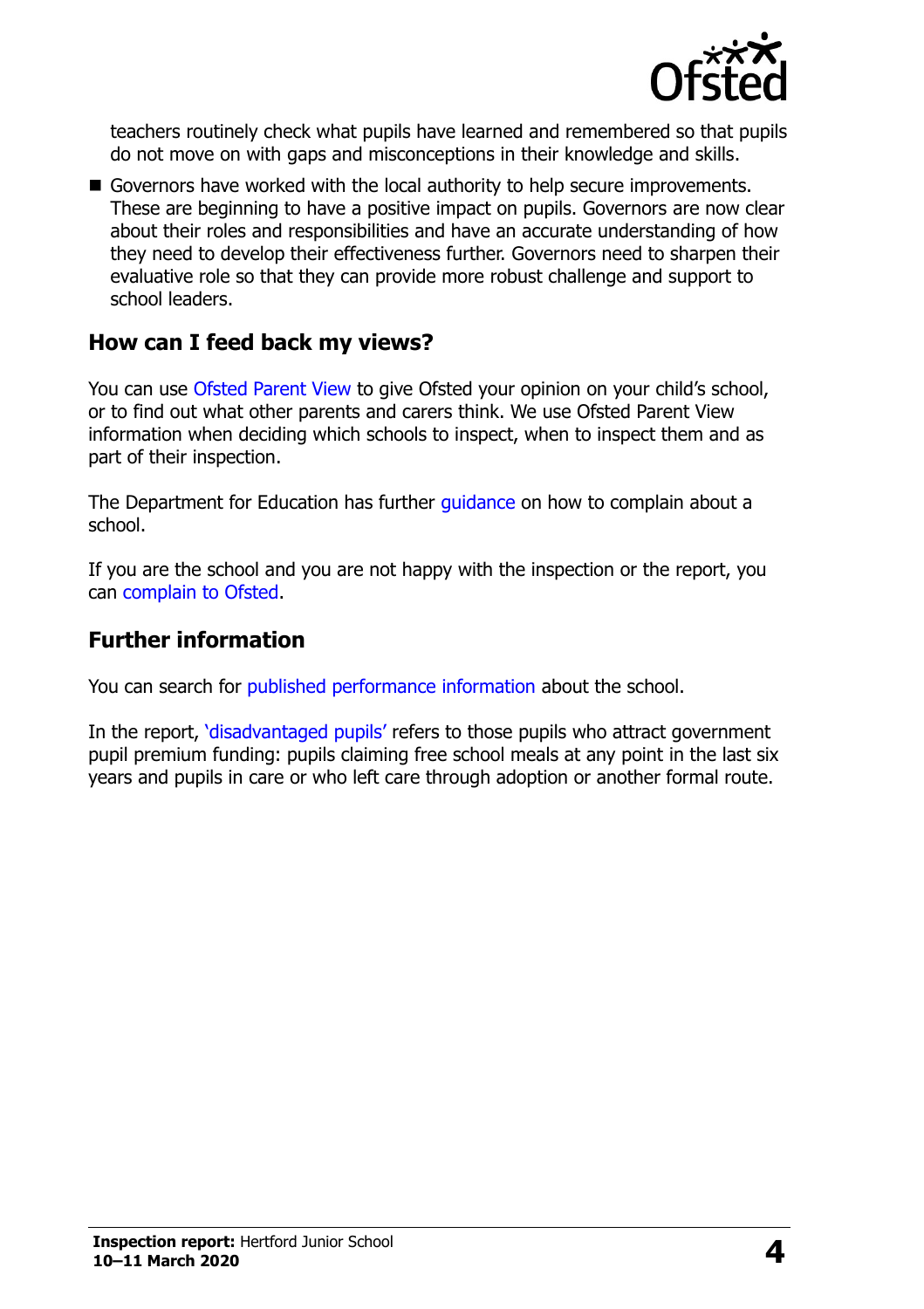teachers routinely check what pupils have learned and remembered so that pupils do not move on with gaps and misconceptions in their knowledge and skills.

- Governors have worked with the local authority to help secure improvements. These are beginning to have a positive impact on pupils. Governors are now clear about their roles and responsibilities and have an accurate understanding of how they need to develop their effectiveness further. Governors need to sharpen their evaluative role so that they can provide more robust challenge and support to school leaders.

## How can I feed back my views?

You can use Ofsted Parent View to give Ofsted your opinion on your child's school, or to find out what other parents and carers think. We use Ofsted Parent View information when deciding which schools to inspect, when to inspect them and as part of their inspection.

The Department for Education has further guidance on how to complain about a school.

If you are the school and you are not happy with the inspection or the report, you can complain to Ofsted.

## Further information

You can search for published performance information about the school.

In the report, 'disadvantaged pupils' refers to those pupils who attract government pupil premium funding: pupils claiming free school meals at any point in the last six years and pupils in care or who left care through adoption or another formal route.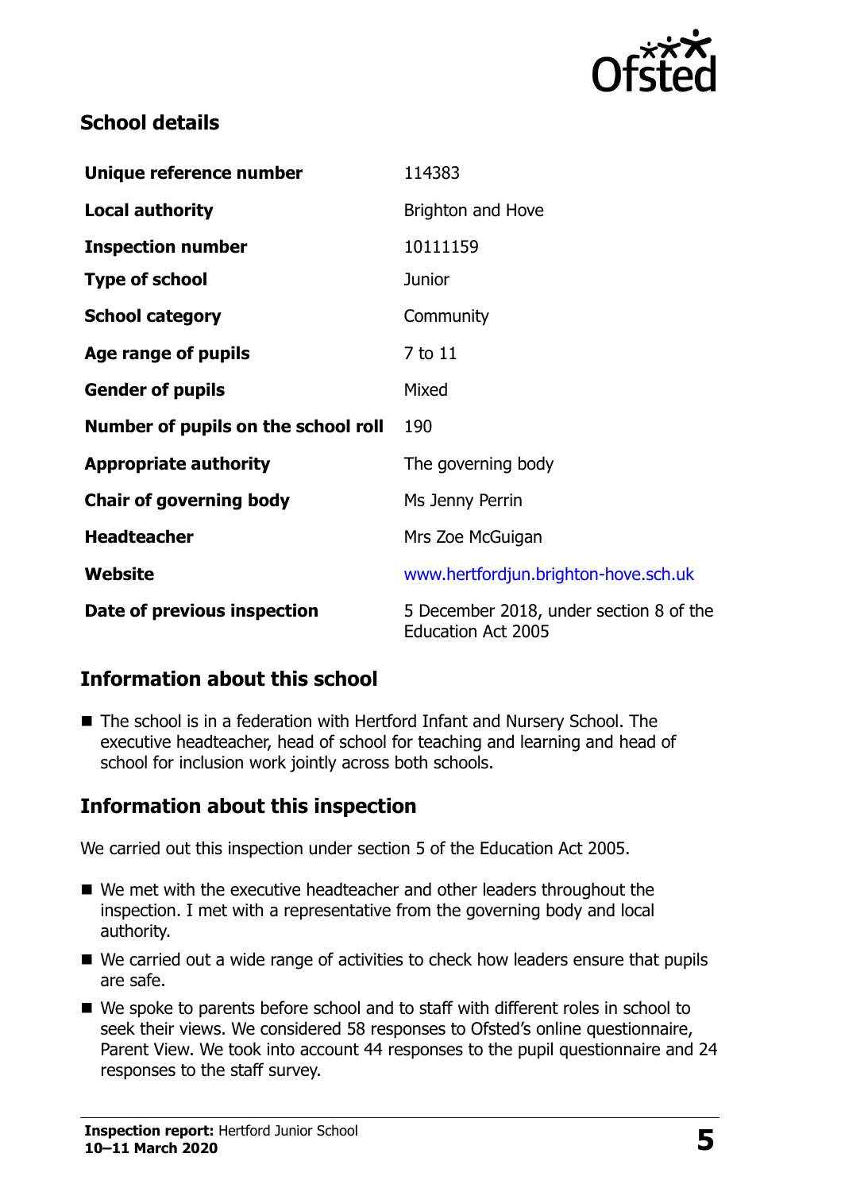## School details

| | |
|---|---|
| **Unique reference number** | 114383 |
| **Local authority** | Brighton and Hove |
| **Inspection number** | 10111159 |
| **Type of school** | Junior |
| **School category** | Community |
| **Age range of pupils** | 7 to 11 |
| **Gender of pupils** | Mixed |
| **Number of pupils on the school roll** | 190 |
| **Appropriate authority** | The governing body |
| **Chair of governing body** | Ms Jenny Perrin |
| **Headteacher** | Mrs Zoe McGuigan |
| **Website** | www.hertfordjun.brighton-hove.sch.uk |
| **Date of previous inspection** | 5 December 2018, under section 8 of the Education Act 2005 |

## Information about this school

- The school is in a federation with Hertford Infant and Nursery School. The executive headteacher, head of school for teaching and learning and head of school for inclusion work jointly across both schools.

## Information about this inspection

We carried out this inspection under section 5 of the Education Act 2005.

- We met with the executive headteacher and other leaders throughout the inspection. I met with a representative from the governing body and local authority.
- We carried out a wide range of activities to check how leaders ensure that pupils are safe.
- We spoke to parents before school and to staff with different roles in school to seek their views. We considered 58 responses to Ofsted's online questionnaire, Parent View. We took into account 44 responses to the pupil questionnaire and 24 responses to the staff survey.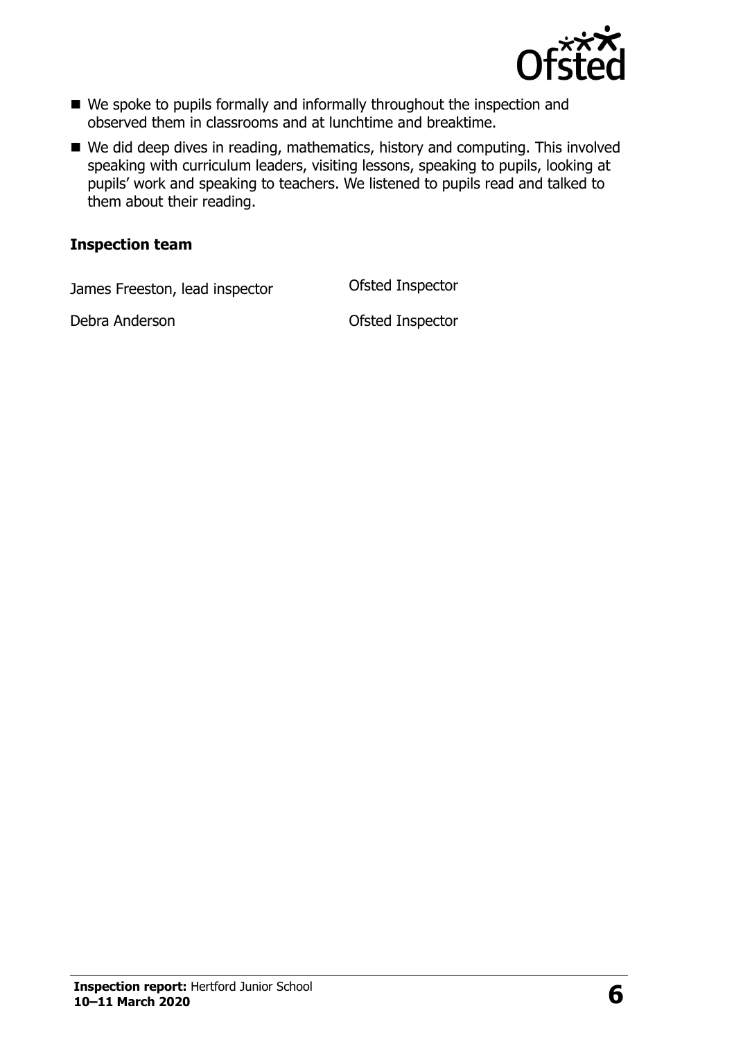- We spoke to pupils formally and informally throughout the inspection and observed them in classrooms and at lunchtime and breaktime.
- We did deep dives in reading, mathematics, history and computing. This involved speaking with curriculum leaders, visiting lessons, speaking to pupils, looking at pupils' work and speaking to teachers. We listened to pupils read and talked to them about their reading.

### Inspection team

| | |
|---|---|
| James Freeston, lead inspector | Ofsted Inspector |
| Debra Anderson | Ofsted Inspector |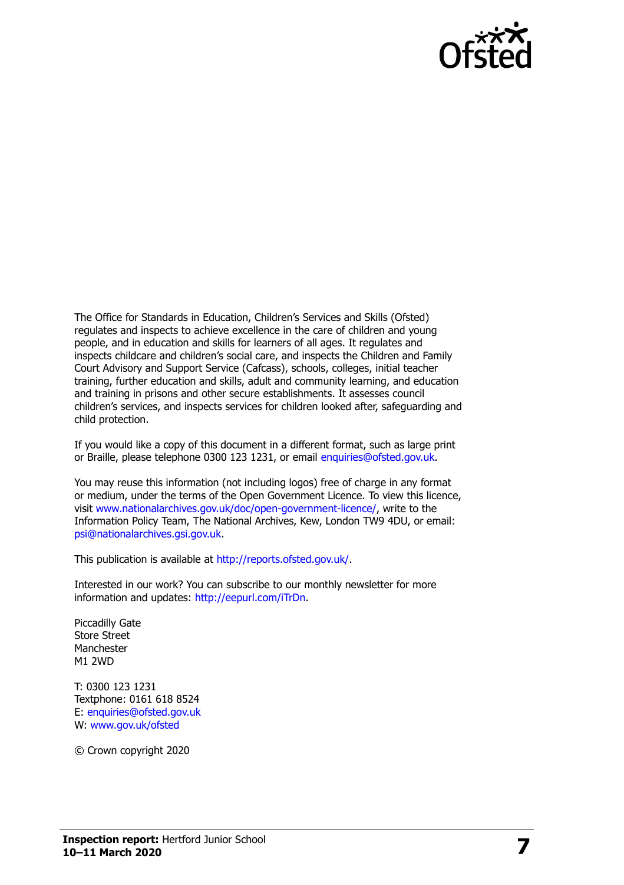The Office for Standards in Education, Children's Services and Skills (Ofsted) regulates and inspects to achieve excellence in the care of children and young people, and in education and skills for learners of all ages. It regulates and inspects childcare and children's social care, and inspects the Children and Family Court Advisory and Support Service (Cafcass), schools, colleges, initial teacher training, further education and skills, adult and community learning, and education and training in prisons and other secure establishments. It assesses council children's services, and inspects services for children looked after, safeguarding and child protection.

If you would like a copy of this document in a different format, such as large print or Braille, please telephone 0300 123 1231, or email enquiries@ofsted.gov.uk.

You may reuse this information (not including logos) free of charge in any format or medium, under the terms of the Open Government Licence. To view this licence, visit www.nationalarchives.gov.uk/doc/open-government-licence/, write to the Information Policy Team, The National Archives, Kew, London TW9 4DU, or email: psi@nationalarchives.gsi.gov.uk.

This publication is available at http://reports.ofsted.gov.uk/.

Interested in our work? You can subscribe to our monthly newsletter for more information and updates: http://eepurl.com/iTrDn.

Piccadilly Gate
Store Street
Manchester
M1 2WD

T: 0300 123 1231
Textphone: 0161 618 8524
E: enquiries@ofsted.gov.uk
W: www.gov.uk/ofsted

© Crown copyright 2020